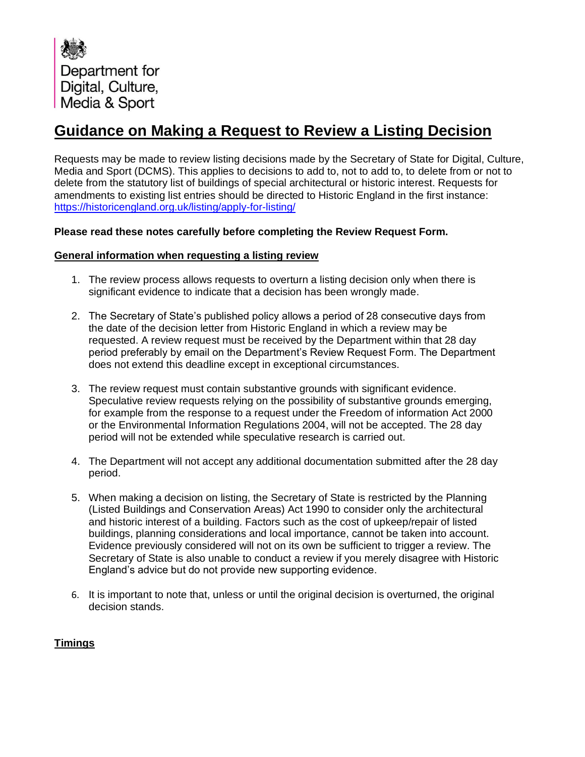Department for
Digital, Culture,
Media & Sport

# Guidance on Making a Request to Review a Listing Decision

Requests may be made to review listing decisions made by the Secretary of State for Digital, Culture, Media and Sport (DCMS). This applies to decisions to add to, not to add to, to delete from or not to delete from the statutory list of buildings of special architectural or historic interest. Requests for amendments to existing list entries should be directed to Historic England in the first instance: https://historicengland.org.uk/listing/apply-for-listing/

**Please read these notes carefully before completing the Review Request Form.**

## General information when requesting a listing review

1. The review process allows requests to overturn a listing decision only when there is significant evidence to indicate that a decision has been wrongly made.

2. The Secretary of State's published policy allows a period of 28 consecutive days from the date of the decision letter from Historic England in which a review may be requested. A review request must be received by the Department within that 28 day period preferably by email on the Department's Review Request Form. The Department does not extend this deadline except in exceptional circumstances.

3. The review request must contain substantive grounds with significant evidence. Speculative review requests relying on the possibility of substantive grounds emerging, for example from the response to a request under the Freedom of information Act 2000 or the Environmental Information Regulations 2004, will not be accepted. The 28 day period will not be extended while speculative research is carried out.

4. The Department will not accept any additional documentation submitted after the 28 day period.

5. When making a decision on listing, the Secretary of State is restricted by the Planning (Listed Buildings and Conservation Areas) Act 1990 to consider only the architectural and historic interest of a building. Factors such as the cost of upkeep/repair of listed buildings, planning considerations and local importance, cannot be taken into account. Evidence previously considered will not on its own be sufficient to trigger a review. The Secretary of State is also unable to conduct a review if you merely disagree with Historic England's advice but do not provide new supporting evidence.

6. It is important to note that, unless or until the original decision is overturned, the original decision stands.

## Timings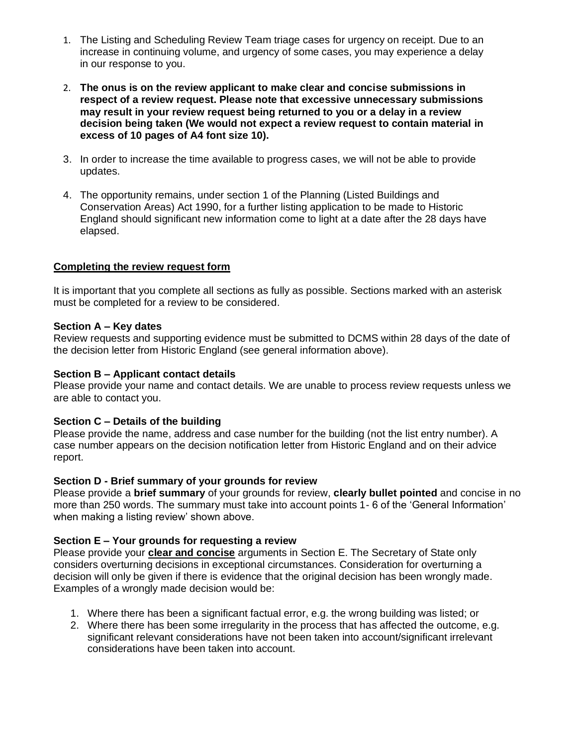1. The Listing and Scheduling Review Team triage cases for urgency on receipt. Due to an increase in continuing volume, and urgency of some cases, you may experience a delay in our response to you.

2. **The onus is on the review applicant to make clear and concise submissions in respect of a review request. Please note that excessive unnecessary submissions may result in your review request being returned to you or a delay in a review decision being taken (We would not expect a review request to contain material in excess of 10 pages of A4 font size 10).**

3. In order to increase the time available to progress cases, we will not be able to provide updates.

4. The opportunity remains, under section 1 of the Planning (Listed Buildings and Conservation Areas) Act 1990, for a further listing application to be made to Historic England should significant new information come to light at a date after the 28 days have elapsed.

## Completing the review request form

It is important that you complete all sections as fully as possible. Sections marked with an asterisk must be completed for a review to be considered.

**Section A – Key dates**
Review requests and supporting evidence must be submitted to DCMS within 28 days of the date of the decision letter from Historic England (see general information above).

**Section B – Applicant contact details**
Please provide your name and contact details. We are unable to process review requests unless we are able to contact you.

**Section C – Details of the building**
Please provide the name, address and case number for the building (not the list entry number). A case number appears on the decision notification letter from Historic England and on their advice report.

**Section D - Brief summary of your grounds for review**
Please provide a **brief summary** of your grounds for review, **clearly bullet pointed** and concise in no more than 250 words. The summary must take into account points 1- 6 of the 'General Information' when making a listing review' shown above.

**Section E – Your grounds for requesting a review**
Please provide your **clear and concise** arguments in Section E. The Secretary of State only considers overturning decisions in exceptional circumstances. Consideration for overturning a decision will only be given if there is evidence that the original decision has been wrongly made. Examples of a wrongly made decision would be:

1. Where there has been a significant factual error, e.g. the wrong building was listed; or
2. Where there has been some irregularity in the process that has affected the outcome, e.g. significant relevant considerations have not been taken into account/significant irrelevant considerations have been taken into account.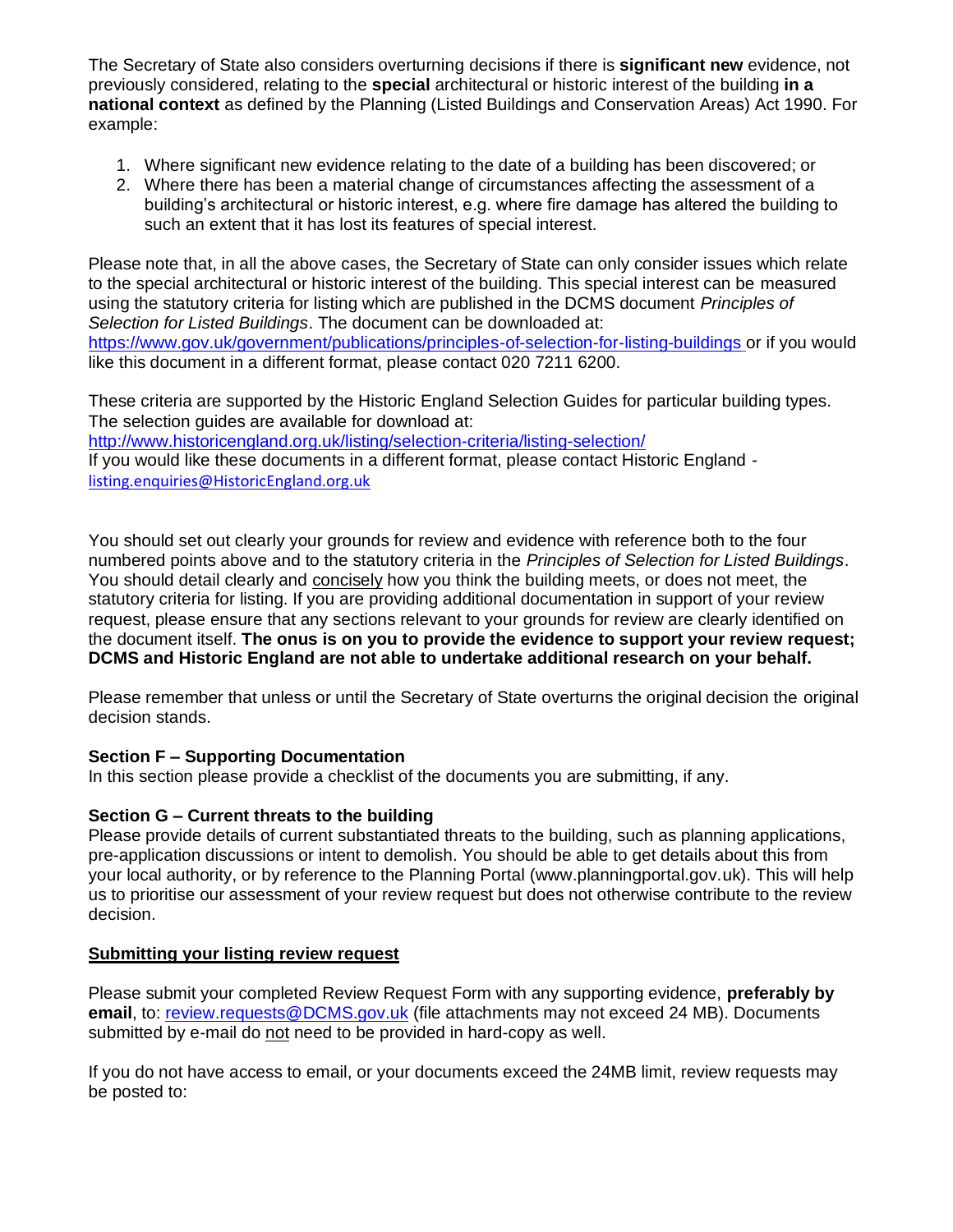The Secretary of State also considers overturning decisions if there is **significant new** evidence, not previously considered, relating to the **special** architectural or historic interest of the building **in a national context** as defined by the Planning (Listed Buildings and Conservation Areas) Act 1990. For example:

1. Where significant new evidence relating to the date of a building has been discovered; or
2. Where there has been a material change of circumstances affecting the assessment of a building's architectural or historic interest, e.g. where fire damage has altered the building to such an extent that it has lost its features of special interest.

Please note that, in all the above cases, the Secretary of State can only consider issues which relate to the special architectural or historic interest of the building. This special interest can be measured using the statutory criteria for listing which are published in the DCMS document *Principles of Selection for Listed Buildings*. The document can be downloaded at: https://www.gov.uk/government/publications/principles-of-selection-for-listing-buildings or if you would like this document in a different format, please contact 020 7211 6200.

These criteria are supported by the Historic England Selection Guides for particular building types. The selection guides are available for download at:
http://www.historicengland.org.uk/listing/selection-criteria/listing-selection/
If you would like these documents in a different format, please contact Historic England - listing.enquiries@HistoricEngland.org.uk

You should set out clearly your grounds for review and evidence with reference both to the four numbered points above and to the statutory criteria in the *Principles of Selection for Listed Buildings*. You should detail clearly and concisely how you think the building meets, or does not meet, the statutory criteria for listing. If you are providing additional documentation in support of your review request, please ensure that any sections relevant to your grounds for review are clearly identified on the document itself. **The onus is on you to provide the evidence to support your review request; DCMS and Historic England are not able to undertake additional research on your behalf.**

Please remember that unless or until the Secretary of State overturns the original decision the original decision stands.

**Section F – Supporting Documentation**
In this section please provide a checklist of the documents you are submitting, if any.

**Section G – Current threats to the building**
Please provide details of current substantiated threats to the building, such as planning applications, pre-application discussions or intent to demolish. You should be able to get details about this from your local authority, or by reference to the Planning Portal (www.planningportal.gov.uk). This will help us to prioritise our assessment of your review request but does not otherwise contribute to the review decision.

**Submitting your listing review request**

Please submit your completed Review Request Form with any supporting evidence, **preferably by email**, to: review.requests@DCMS.gov.uk (file attachments may not exceed 24 MB). Documents submitted by e-mail do not need to be provided in hard-copy as well.

If you do not have access to email, or your documents exceed the 24MB limit, review requests may be posted to: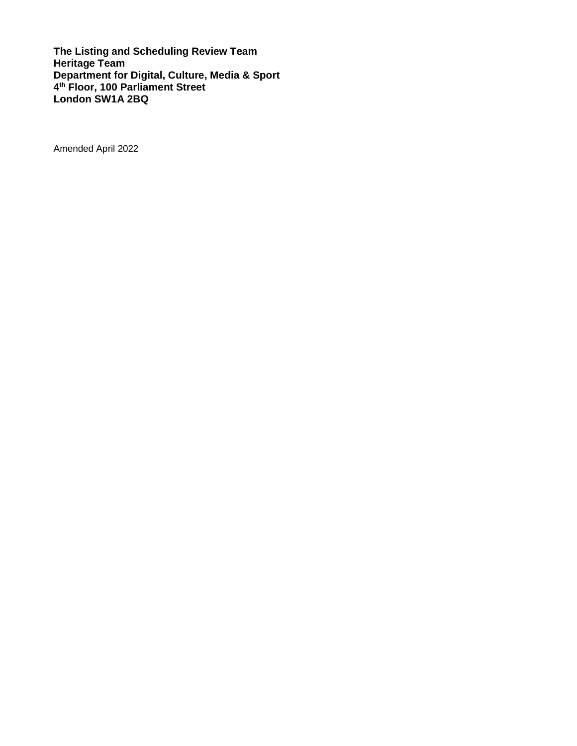**The Listing and Scheduling Review Team**
**Heritage Team**
**Department for Digital, Culture, Media & Sport**
**4th Floor, 100 Parliament Street**
**London SW1A 2BQ**

Amended April 2022